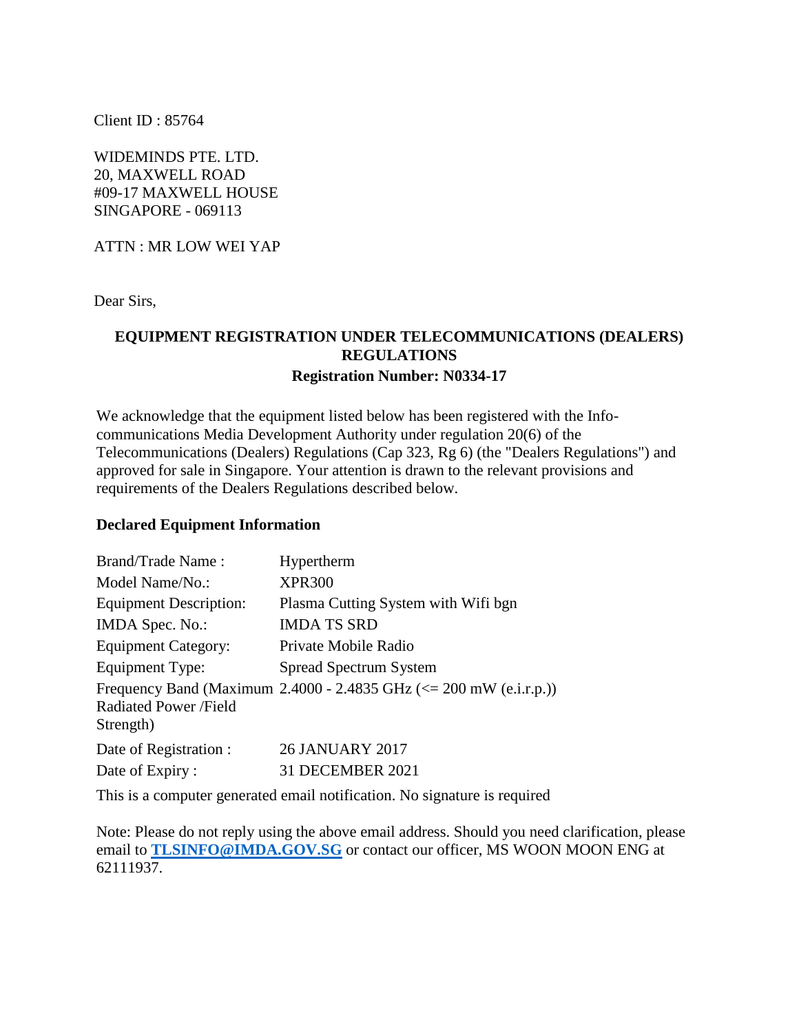Client ID : 85764

WIDEMINDS PTE. LTD.
20, MAXWELL ROAD
#09-17 MAXWELL HOUSE
SINGAPORE - 069113

ATTN : MR LOW WEI YAP

Dear Sirs,

**EQUIPMENT REGISTRATION UNDER TELECOMMUNICATIONS (DEALERS) REGULATIONS**
**Registration Number: N0334-17**

We acknowledge that the equipment listed below has been registered with the Info-communications Media Development Authority under regulation 20(6) of the Telecommunications (Dealers) Regulations (Cap 323, Rg 6) (the "Dealers Regulations") and approved for sale in Singapore. Your attention is drawn to the relevant provisions and requirements of the Dealers Regulations described below.

**Declared Equipment Information**

| | |
|---|---|
| Brand/Trade Name : | Hypertherm |
| Model Name/No.: | XPR300 |
| Equipment Description: | Plasma Cutting System with Wifi bgn |
| IMDA Spec. No.: | IMDA TS SRD |
| Equipment Category: | Private Mobile Radio |
| Equipment Type: | Spread Spectrum System |
| Frequency Band (Maximum Radiated Power /Field Strength) | 2.4000 - 2.4835 GHz (<= 200 mW (e.i.r.p.)) |
| Date of Registration : | 26 JANUARY 2017 |
| Date of Expiry : | 31 DECEMBER 2021 |

This is a computer generated email notification. No signature is required

Note: Please do not reply using the above email address. Should you need clarification, please email to **TLSINFO@IMDA.GOV.SG** or contact our officer, MS WOON MOON ENG at 62111937.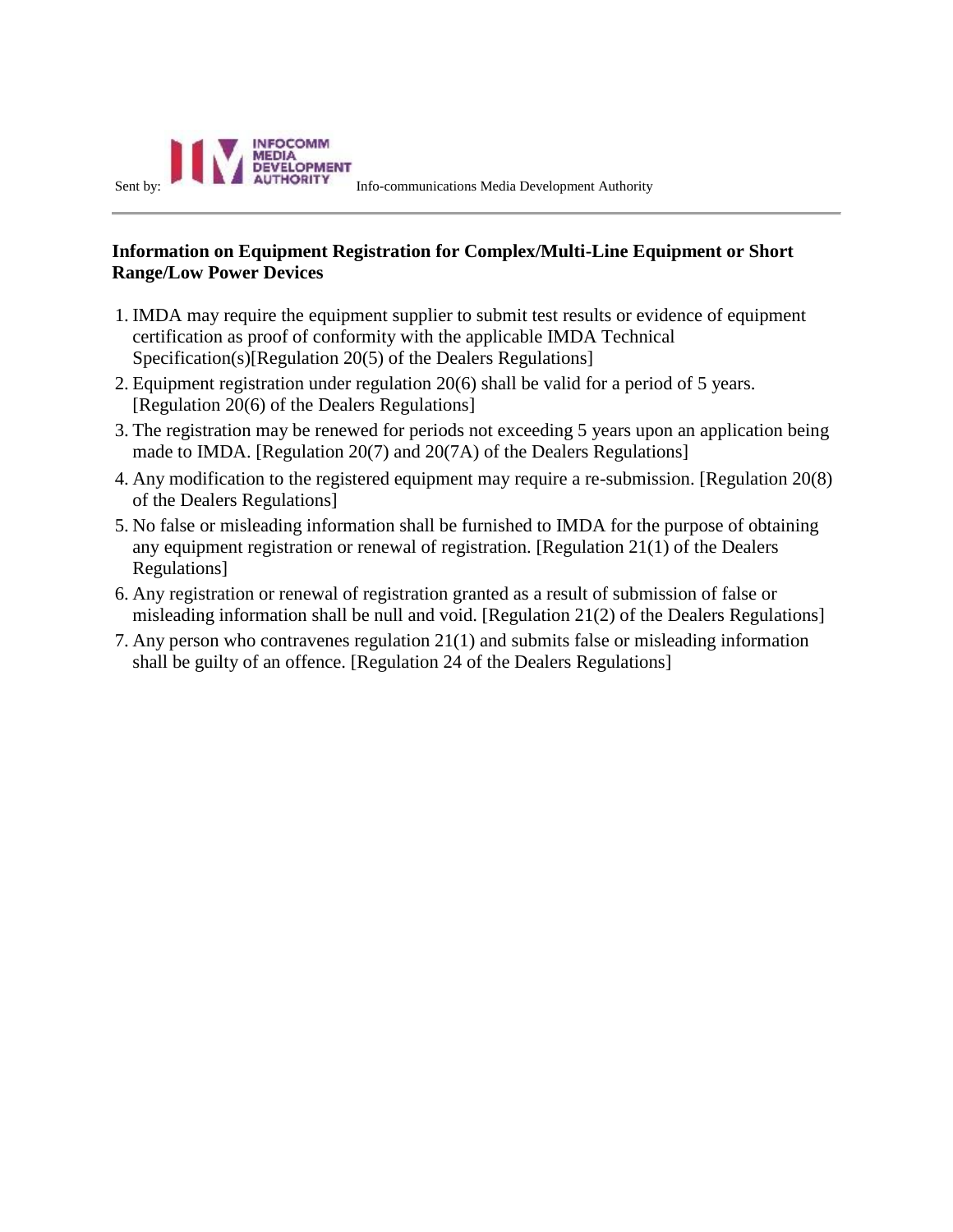Sent by: Info-communications Media Development Authority

---

**Information on Equipment Registration for Complex/Multi-Line Equipment or Short Range/Low Power Devices**

1. IMDA may require the equipment supplier to submit test results or evidence of equipment certification as proof of conformity with the applicable IMDA Technical Specification(s)[Regulation 20(5) of the Dealers Regulations]
2. Equipment registration under regulation 20(6) shall be valid for a period of 5 years. [Regulation 20(6) of the Dealers Regulations]
3. The registration may be renewed for periods not exceeding 5 years upon an application being made to IMDA. [Regulation 20(7) and 20(7A) of the Dealers Regulations]
4. Any modification to the registered equipment may require a re-submission. [Regulation 20(8) of the Dealers Regulations]
5. No false or misleading information shall be furnished to IMDA for the purpose of obtaining any equipment registration or renewal of registration. [Regulation 21(1) of the Dealers Regulations]
6. Any registration or renewal of registration granted as a result of submission of false or misleading information shall be null and void. [Regulation 21(2) of the Dealers Regulations]
7. Any person who contravenes regulation 21(1) and submits false or misleading information shall be guilty of an offence. [Regulation 24 of the Dealers Regulations]